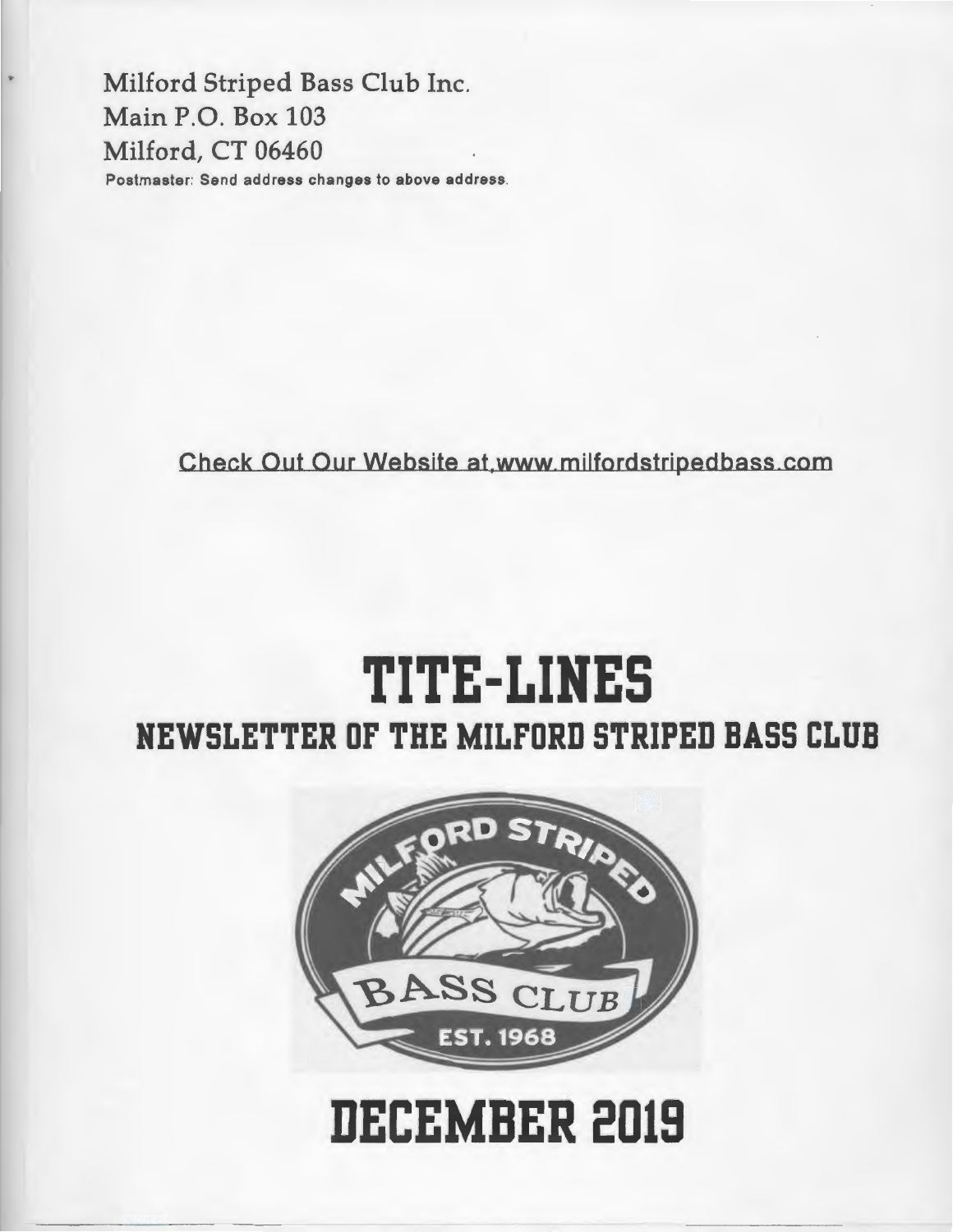Milford Striped Bass Club Inc.
Main P.O. Box 103
Milford, CT 06460

Postmaster: Send address changes to above address.

Check Out Our Website at www.milfordstripedbass.com

# TITE-LINES

## NEWSLETTER OF THE MILFORD STRIPED BASS CLUB

MILFORD STRIPED BASS CLUB EST. 1968

# DECEMBER 2019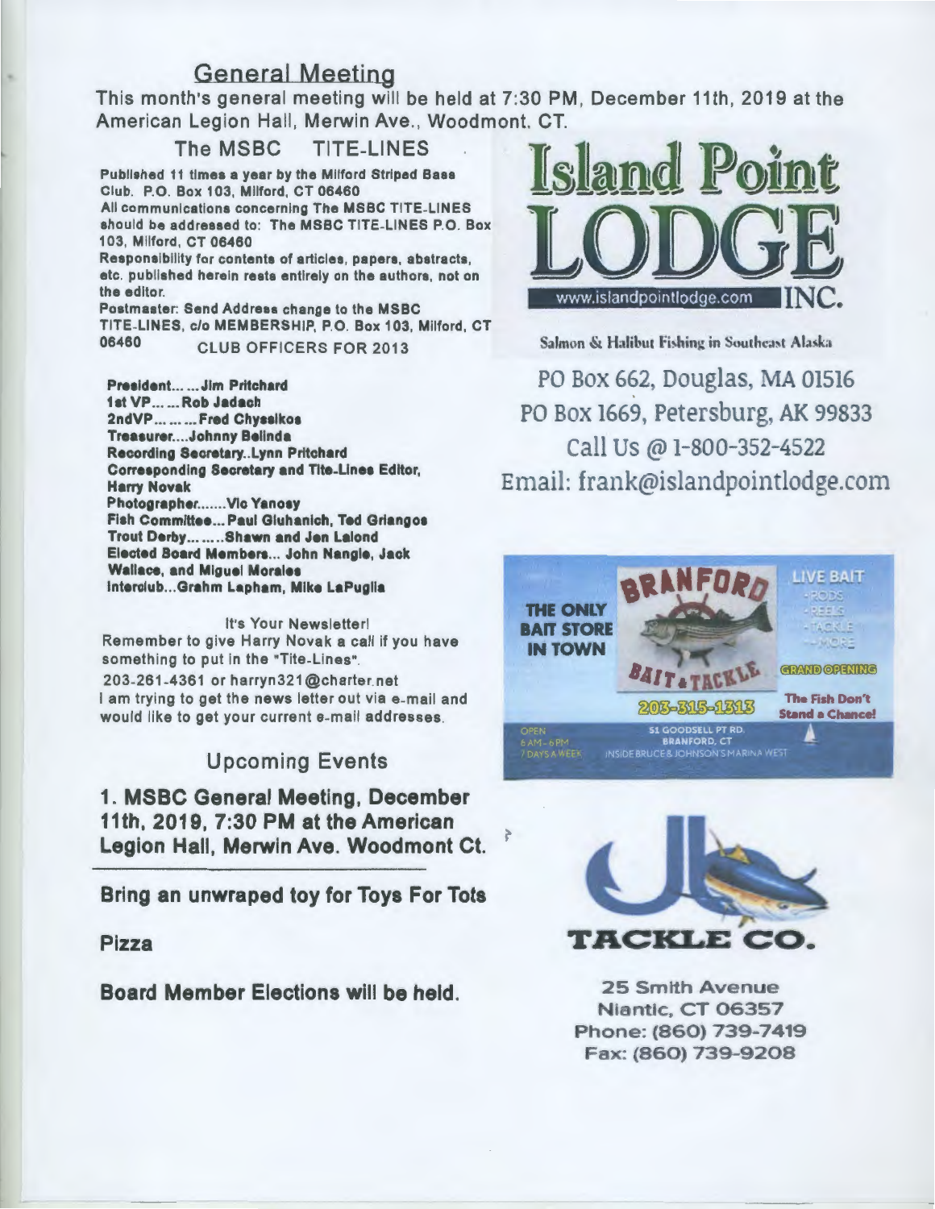## General Meeting

This month's general meeting will be held at 7:30 PM, December 11th, 2019 at the American Legion Hall, Merwin Ave., Woodmont, CT.

### The MSBC TITE-LINES

**Published 11 times a year by the Milford Striped Bass Club. P.O. Box 103, Milford, CT 06460**

**All communications concerning The MSBC TITE-LINES should be addressed to: The MSBC TITE-LINES P.O. Box 103, Milford, CT 06460**

**Responsibility for contents of articles, papers, abstracts, etc. published herein rests entirely on the authors, not on the editor.**

**Postmaster: Send Address change to the MSBC TITE-LINES, c/o MEMBERSHIP, P.O. Box 103, Milford, CT 06460**

CLUB OFFICERS FOR 2013

**President... ... Jim Pritchard**
**1st VP... ... Rob Jadach**
**2ndVP... ... ... Fred Chyssikos**
**Treasurer.... Johnny Belinda**
**Recording Secretary.. Lynn Pritchard**
**Corresponding Secretary and Tite-Lines Editor, Harry Novak**
**Photographer....... Vic Yanosy**
**Fish Committee... Paul Gluhanich, Ted Griangos**
**Trout Derby... ... .. Shawn and Jen Lalond**
**Elected Board Members... John Nangle, Jack Wallace, and Miguel Morales**
**Interclub... Grahm Lapham, Mike LaPuglia**

It's Your Newsletter!
Remember to give Harry Novak a call if you have something to put in the "Tite-Lines".
203-261-4361 or harryn321@charter.net
I am trying to get the news letter out via e-mail and would like to get your current e-mail addresses.

## Upcoming Events

**1. MSBC General Meeting, December 11th, 2019, 7:30 PM at the American Legion Hall, Merwin Ave. Woodmont Ct.**

**Bring an unwraped toy for Toys For Tots**

**Pizza**

**Board Member Elections will be held.**

---

**Island Point LODGE INC.**
www.islandpointlodge.com

Salmon & Halibut Fishing in Southeast Alaska

PO Box 662, Douglas, MA 01516
PO Box 1669, Petersburg, AK 99833
Call Us @ 1-800-352-4522
Email: frank@islandpointlodge.com

---

**BRANFORD BAIT & TACKLE**

THE ONLY BAIT STORE IN TOWN

LIVE BAIT
- RODS
- REELS
- TACKLE
- + MORE

GRAND OPENING

203-315-1313

The Fish Don't Stand a Chance!

OPEN 6 AM - 6 PM 7 DAYS A WEEK

51 GOODSELL PT RD.
BRANFORD, CT
INSIDE BRUCE & JOHNSON'S MARINA WEST

---

**JB TACKLE CO.**

25 Smith Avenue
Niantic, CT 06357
Phone: (860) 739-7419
Fax: (860) 739-9208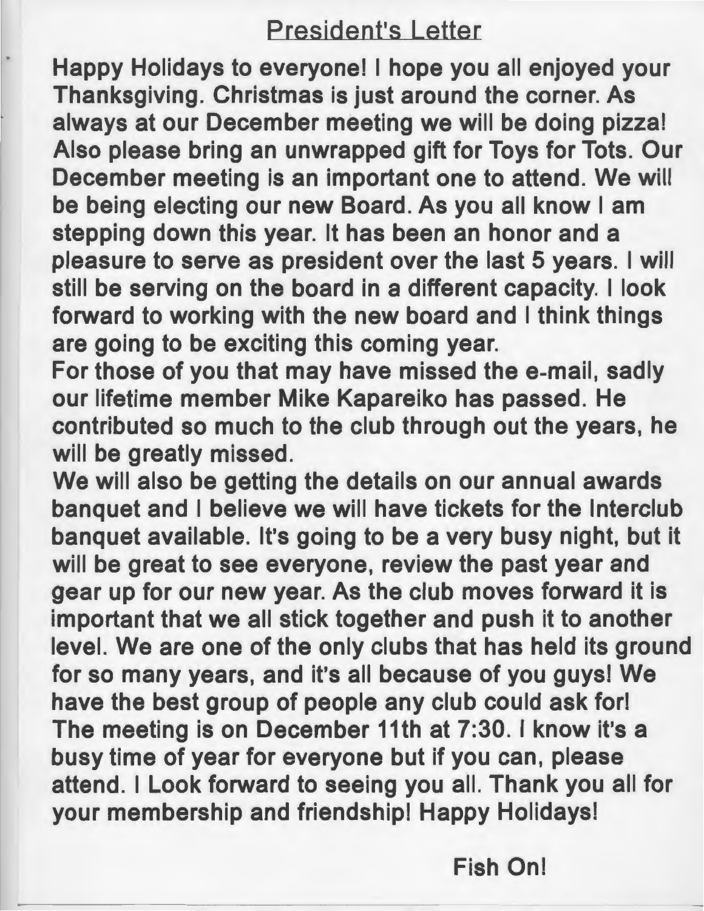## President's Letter

Happy Holidays to everyone! I hope you all enjoyed your Thanksgiving. Christmas is just around the corner. As always at our December meeting we will be doing pizza! Also please bring an unwrapped gift for Toys for Tots. Our December meeting is an important one to attend. We will be being electing our new Board. As you all know I am stepping down this year. It has been an honor and a pleasure to serve as president over the last 5 years. I will still be serving on the board in a different capacity. I look forward to working with the new board and I think things are going to be exciting this coming year.

For those of you that may have missed the e-mail, sadly our lifetime member Mike Kapareiko has passed. He contributed so much to the club through out the years, he will be greatly missed.

We will also be getting the details on our annual awards banquet and I believe we will have tickets for the Interclub banquet available. It's going to be a very busy night, but it will be great to see everyone, review the past year and gear up for our new year. As the club moves forward it is important that we all stick together and push it to another level. We are one of the only clubs that has held its ground for so many years, and it's all because of you guys! We have the best group of people any club could ask for! The meeting is on December 11th at 7:30. I know it's a busy time of year for everyone but if you can, please attend. I Look forward to seeing you all. Thank you all for your membership and friendship! Happy Holidays!

Fish On!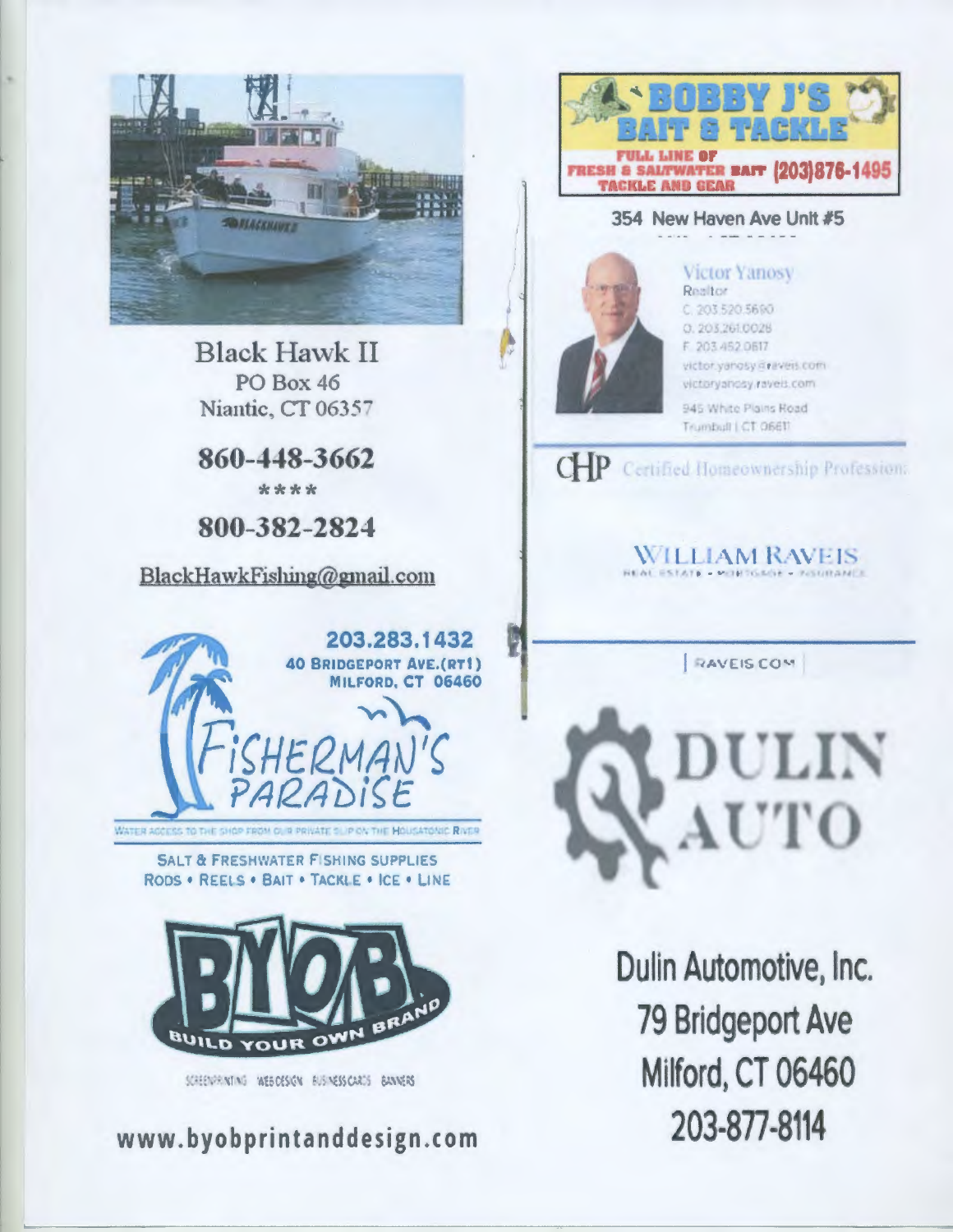Black Hawk II
PO Box 46
Niantic, CT 06357

**860-448-3662**

****

**800-382-2824**

BlackHawkFishing@gmail.com

203.283.1432
40 BRIDGEPORT AVE.(RT1)
MILFORD, CT 06460

FISHERMAN'S PARADISE

WATER ACCESS TO THE SHOP FROM OUR PRIVATE SLIP ON THE HOUSATONIC RIVER

SALT & FRESHWATER FISHING SUPPLIES
RODS • REELS • BAIT • TACKLE • ICE • LINE

BYOB
BUILD YOUR OWN BRAND

SCREENPRINTING WEB DESIGN BUSINESS CARDS BANNERS

**www.byobprintanddesign.com**

**BOBBY J'S BAIT & TACKLE**
FULL LINE OF FRESH & SALTWATER BAIT TACKLE AND GEAR (203)876-1495

354 New Haven Ave Unit #5

Victor Yanosy
Realtor
C. 203.520.5690
O. 203.261.0028
F. 203.452.0617
victor.yanosy@raveis.com
victoryanosy.raveis.com
945 White Plains Road
Trumbull | CT 06611

CHP Certified Homeownership Profession

WILLIAM RAVEIS
REAL ESTATE • MORTGAGE • INSURANCE

RAVEIS.COM

DULIN AUTO

**Dulin Automotive, Inc.**
**79 Bridgeport Ave**
**Milford, CT 06460**
**203-877-8114**